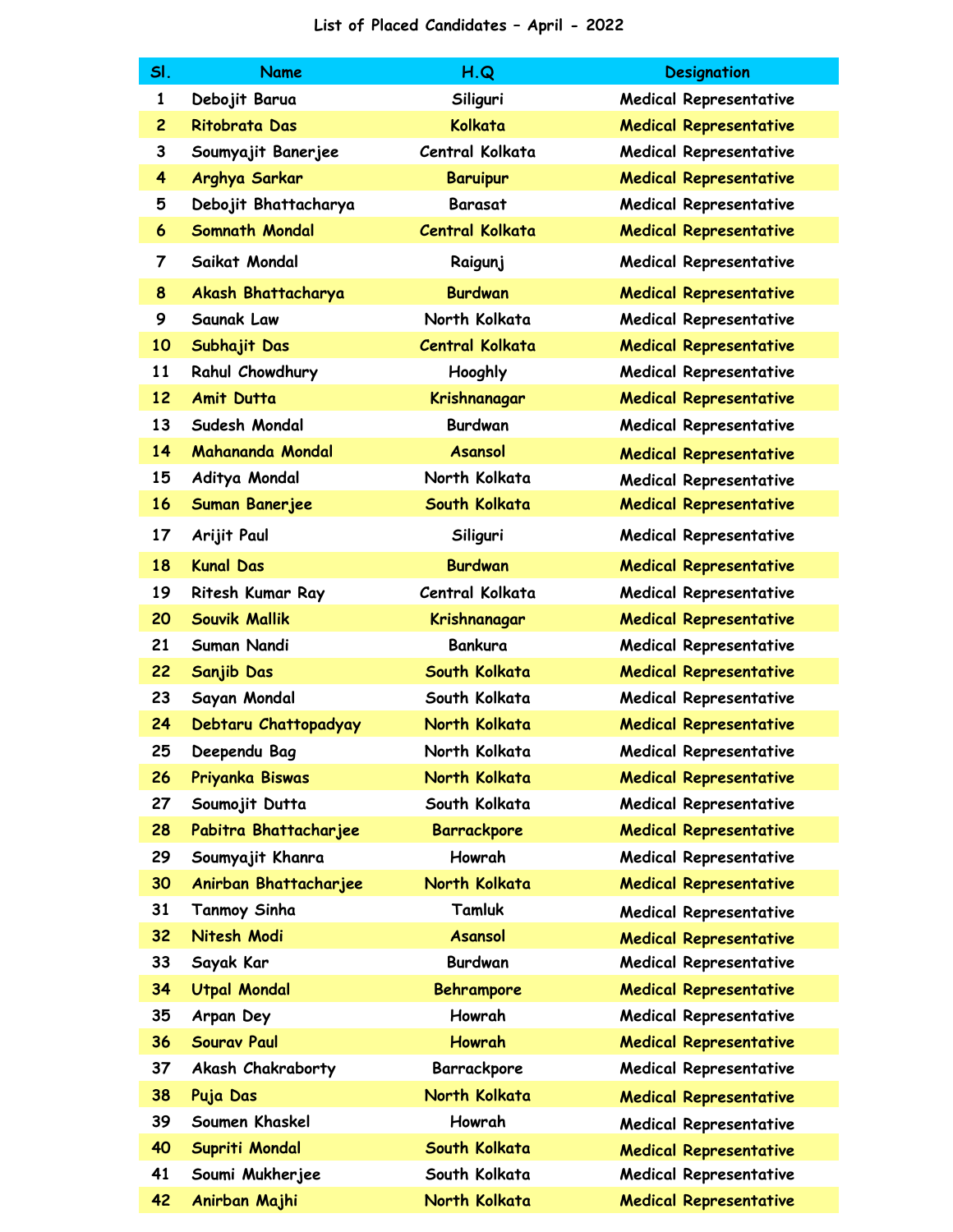# List of Placed Candidates – April - 2022

| Sl. | Name | H.Q | Designation |
|---|---|---|---|
| 1 | Debojit Barua | Siliguri | Medical Representative |
| 2 | Ritobrata Das | Kolkata | Medical Representative |
| 3 | Soumyajit Banerjee | Central Kolkata | Medical Representative |
| 4 | Arghya Sarkar | Baruipur | Medical Representative |
| 5 | Debojit Bhattacharya | Barasat | Medical Representative |
| 6 | Somnath Mondal | Central Kolkata | Medical Representative |
| 7 | Saikat Mondal | Raigunj | Medical Representative |
| 8 | Akash Bhattacharya | Burdwan | Medical Representative |
| 9 | Saunak Law | North Kolkata | Medical Representative |
| 10 | Subhajit Das | Central Kolkata | Medical Representative |
| 11 | Rahul Chowdhury | Hooghly | Medical Representative |
| 12 | Amit Dutta | Krishnanagar | Medical Representative |
| 13 | Sudesh Mondal | Burdwan | Medical Representative |
| 14 | Mahananda Mondal | Asansol | Medical Representative |
| 15 | Aditya Mondal | North Kolkata | Medical Representative |
| 16 | Suman Banerjee | South Kolkata | Medical Representative |
| 17 | Arijit Paul | Siliguri | Medical Representative |
| 18 | Kunal Das | Burdwan | Medical Representative |
| 19 | Ritesh Kumar Ray | Central Kolkata | Medical Representative |
| 20 | Souvik Mallik | Krishnanagar | Medical Representative |
| 21 | Suman Nandi | Bankura | Medical Representative |
| 22 | Sanjib Das | South Kolkata | Medical Representative |
| 23 | Sayan Mondal | South Kolkata | Medical Representative |
| 24 | Debtaru Chattopadyay | North Kolkata | Medical Representative |
| 25 | Deependu Bag | North Kolkata | Medical Representative |
| 26 | Priyanka Biswas | North Kolkata | Medical Representative |
| 27 | Soumojit Dutta | South Kolkata | Medical Representative |
| 28 | Pabitra Bhattacharjee | Barrackpore | Medical Representative |
| 29 | Soumyajit Khanra | Howrah | Medical Representative |
| 30 | Anirban Bhattacharjee | North Kolkata | Medical Representative |
| 31 | Tanmoy Sinha | Tamluk | Medical Representative |
| 32 | Nitesh Modi | Asansol | Medical Representative |
| 33 | Sayak Kar | Burdwan | Medical Representative |
| 34 | Utpal Mondal | Behrampore | Medical Representative |
| 35 | Arpan Dey | Howrah | Medical Representative |
| 36 | Sourav Paul | Howrah | Medical Representative |
| 37 | Akash Chakraborty | Barrackpore | Medical Representative |
| 38 | Puja Das | North Kolkata | Medical Representative |
| 39 | Soumen Khaskel | Howrah | Medical Representative |
| 40 | Supriti Mondal | South Kolkata | Medical Representative |
| 41 | Soumi Mukherjee | South Kolkata | Medical Representative |
| 42 | Anirban Majhi | North Kolkata | Medical Representative |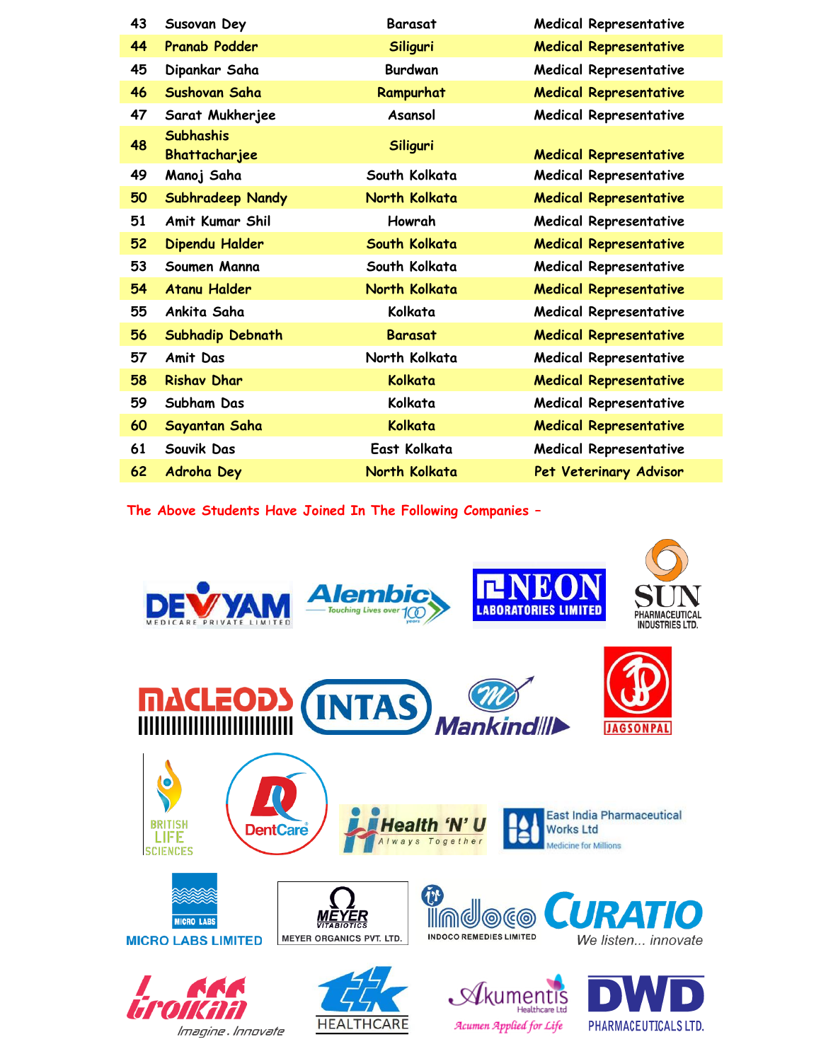| | | | |
|---|---|---|---|
| 43 | Susovan Dey | Barasat | Medical Representative |
| 44 | Pranab Podder | Siliguri | Medical Representative |
| 45 | Dipankar Saha | Burdwan | Medical Representative |
| 46 | Sushovan Saha | Rampurhat | Medical Representative |
| 47 | Sarat Mukherjee | Asansol | Medical Representative |
| 48 | Subhashis Bhattacharjee | Siliguri | Medical Representative |
| 49 | Manoj Saha | South Kolkata | Medical Representative |
| 50 | Subhradeep Nandy | North Kolkata | Medical Representative |
| 51 | Amit Kumar Shil | Howrah | Medical Representative |
| 52 | Dipendu Halder | South Kolkata | Medical Representative |
| 53 | Soumen Manna | South Kolkata | Medical Representative |
| 54 | Atanu Halder | North Kolkata | Medical Representative |
| 55 | Ankita Saha | Kolkata | Medical Representative |
| 56 | Subhadip Debnath | Barasat | Medical Representative |
| 57 | Amit Das | North Kolkata | Medical Representative |
| 58 | Rishav Dhar | Kolkata | Medical Representative |
| 59 | Subham Das | Kolkata | Medical Representative |
| 60 | Sayantan Saha | Kolkata | Medical Representative |
| 61 | Souvik Das | East Kolkata | Medical Representative |
| 62 | Adroha Dey | North Kolkata | Pet Veterinary Advisor |

**The Above Students Have Joined In The Following Companies –**

- DEVYAM Medicare Private Limited
- Alembic
- NEON Laboratories Limited
- SUN Pharmaceutical Industries Ltd.
- MACLEODS
- INTAS
- Mankind
- JAGSONPAL
- British Life Sciences
- DentCare
- Health 'N' U
- East India Pharmaceutical Works Ltd
- Micro Labs Limited
- Meyer Organics Pvt. Ltd.
- Indoco Remedies Limited
- Curatio
- Troikaa
- TTK Healthcare
- Akumentis Healthcare Ltd
- DWD Pharmaceuticals Ltd.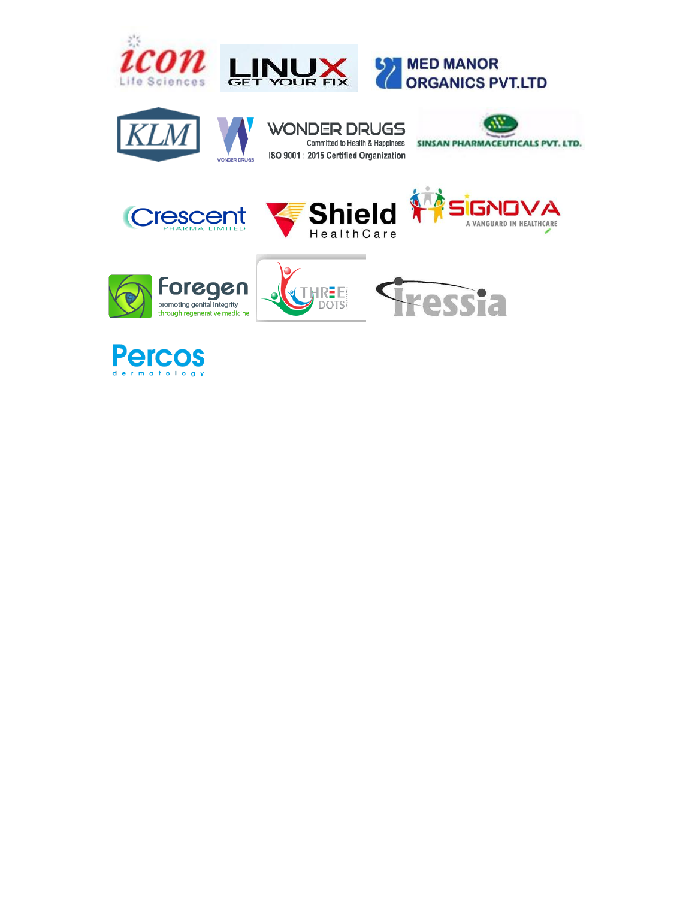icon
Life Sciences

LINUX
GET YOUR FIX

MED MANOR
ORGANICS PVT.LTD

KLM

WONDER DRUGS

WONDER DRUGS
Committed to Health & Happiness
ISO 9001 : 2015 Certified Organization

SINSAN PHARMACEUTICALS PVT. LTD.

Crescent
PHARMA LIMITED

Shield
HealthCare

SIGNOVA
A VANGUARD IN HEALTHCARE

Foregen
promoting genital integrity
through regenerative medicine

THREE DOTS

Iressia

Percos
dermatology